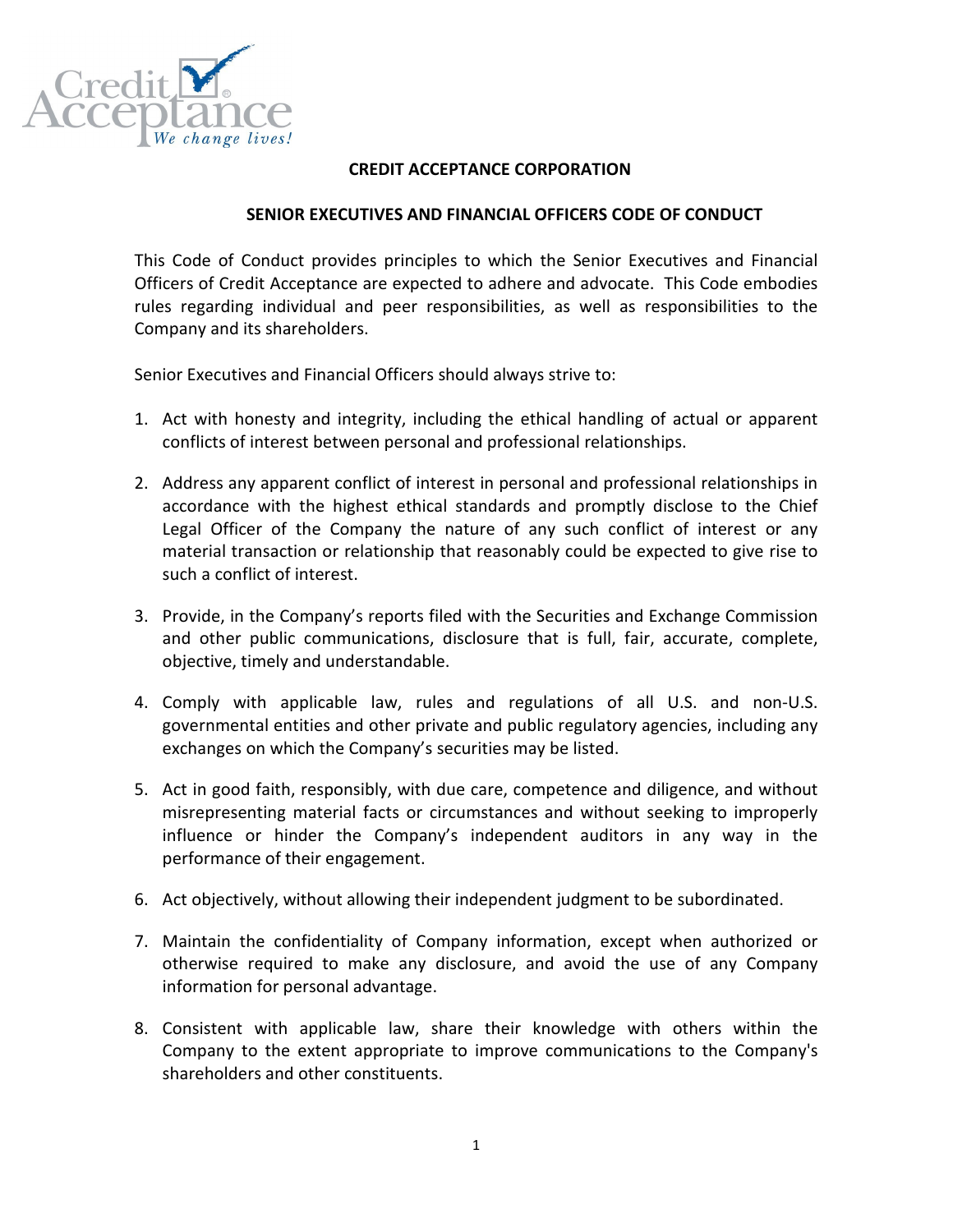# CREDIT ACCEPTANCE CORPORATION

## SENIOR EXECUTIVES AND FINANCIAL OFFICERS CODE OF CONDUCT

This Code of Conduct provides principles to which the Senior Executives and Financial Officers of Credit Acceptance are expected to adhere and advocate. This Code embodies rules regarding individual and peer responsibilities, as well as responsibilities to the Company and its shareholders.

Senior Executives and Financial Officers should always strive to:

1. Act with honesty and integrity, including the ethical handling of actual or apparent conflicts of interest between personal and professional relationships.

2. Address any apparent conflict of interest in personal and professional relationships in accordance with the highest ethical standards and promptly disclose to the Chief Legal Officer of the Company the nature of any such conflict of interest or any material transaction or relationship that reasonably could be expected to give rise to such a conflict of interest.

3. Provide, in the Company's reports filed with the Securities and Exchange Commission and other public communications, disclosure that is full, fair, accurate, complete, objective, timely and understandable.

4. Comply with applicable law, rules and regulations of all U.S. and non-U.S. governmental entities and other private and public regulatory agencies, including any exchanges on which the Company's securities may be listed.

5. Act in good faith, responsibly, with due care, competence and diligence, and without misrepresenting material facts or circumstances and without seeking to improperly influence or hinder the Company's independent auditors in any way in the performance of their engagement.

6. Act objectively, without allowing their independent judgment to be subordinated.

7. Maintain the confidentiality of Company information, except when authorized or otherwise required to make any disclosure, and avoid the use of any Company information for personal advantage.

8. Consistent with applicable law, share their knowledge with others within the Company to the extent appropriate to improve communications to the Company's shareholders and other constituents.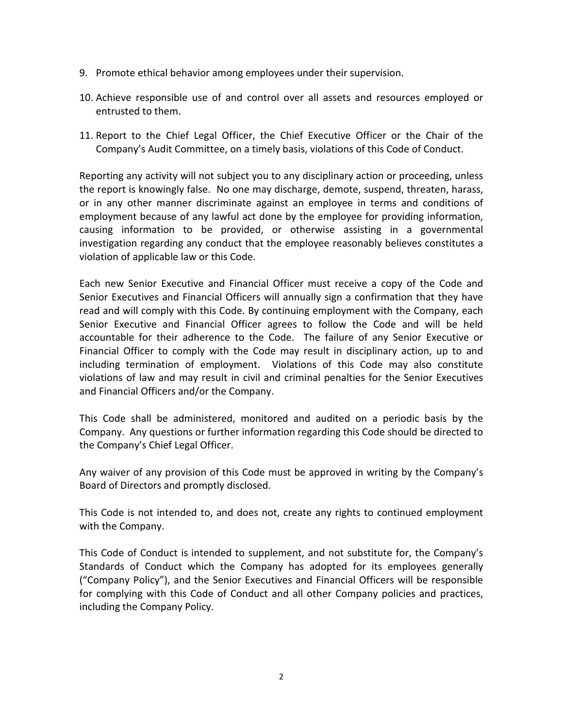9. Promote ethical behavior among employees under their supervision.

10. Achieve responsible use of and control over all assets and resources employed or entrusted to them.

11. Report to the Chief Legal Officer, the Chief Executive Officer or the Chair of the Company's Audit Committee, on a timely basis, violations of this Code of Conduct.

Reporting any activity will not subject you to any disciplinary action or proceeding, unless the report is knowingly false. No one may discharge, demote, suspend, threaten, harass, or in any other manner discriminate against an employee in terms and conditions of employment because of any lawful act done by the employee for providing information, causing information to be provided, or otherwise assisting in a governmental investigation regarding any conduct that the employee reasonably believes constitutes a violation of applicable law or this Code.

Each new Senior Executive and Financial Officer must receive a copy of the Code and Senior Executives and Financial Officers will annually sign a confirmation that they have read and will comply with this Code. By continuing employment with the Company, each Senior Executive and Financial Officer agrees to follow the Code and will be held accountable for their adherence to the Code. The failure of any Senior Executive or Financial Officer to comply with the Code may result in disciplinary action, up to and including termination of employment. Violations of this Code may also constitute violations of law and may result in civil and criminal penalties for the Senior Executives and Financial Officers and/or the Company.

This Code shall be administered, monitored and audited on a periodic basis by the Company. Any questions or further information regarding this Code should be directed to the Company's Chief Legal Officer.

Any waiver of any provision of this Code must be approved in writing by the Company's Board of Directors and promptly disclosed.

This Code is not intended to, and does not, create any rights to continued employment with the Company.

This Code of Conduct is intended to supplement, and not substitute for, the Company's Standards of Conduct which the Company has adopted for its employees generally ("Company Policy"), and the Senior Executives and Financial Officers will be responsible for complying with this Code of Conduct and all other Company policies and practices, including the Company Policy.